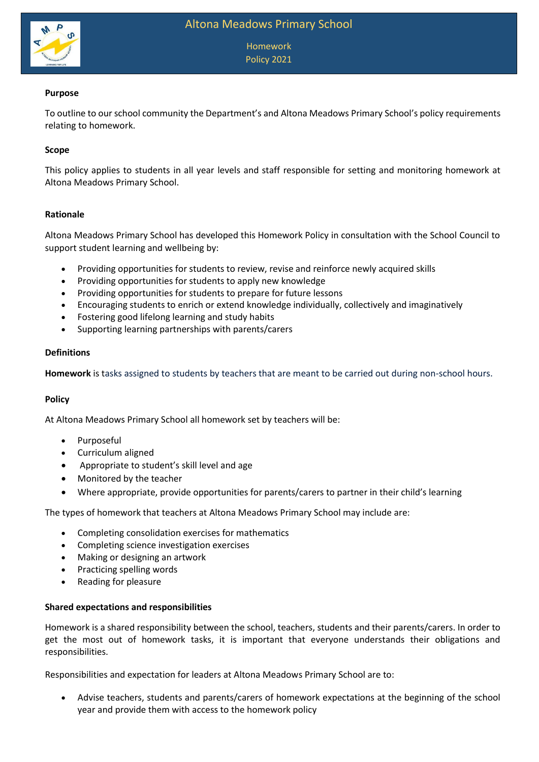# Altona Meadows Primary School

## Homework Policy 2021

**Purpose**

To outline to our school community the Department's and Altona Meadows Primary School's policy requirements relating to homework.

**Scope**

This policy applies to students in all year levels and staff responsible for setting and monitoring homework at Altona Meadows Primary School.

**Rationale**

Altona Meadows Primary School has developed this Homework Policy in consultation with the School Council to support student learning and wellbeing by:

- Providing opportunities for students to review, revise and reinforce newly acquired skills
- Providing opportunities for students to apply new knowledge
- Providing opportunities for students to prepare for future lessons
- Encouraging students to enrich or extend knowledge individually, collectively and imaginatively
- Fostering good lifelong learning and study habits
- Supporting learning partnerships with parents/carers

**Definitions**

**Homework** is tasks assigned to students by teachers that are meant to be carried out during non-school hours.

**Policy**

At Altona Meadows Primary School all homework set by teachers will be:

- Purposeful
- Curriculum aligned
- Appropriate to student's skill level and age
- Monitored by the teacher
- Where appropriate, provide opportunities for parents/carers to partner in their child's learning

The types of homework that teachers at Altona Meadows Primary School may include are:

- Completing consolidation exercises for mathematics
- Completing science investigation exercises
- Making or designing an artwork
- Practicing spelling words
- Reading for pleasure

**Shared expectations and responsibilities**

Homework is a shared responsibility between the school, teachers, students and their parents/carers. In order to get the most out of homework tasks, it is important that everyone understands their obligations and responsibilities.

Responsibilities and expectation for leaders at Altona Meadows Primary School are to:

- Advise teachers, students and parents/carers of homework expectations at the beginning of the school year and provide them with access to the homework policy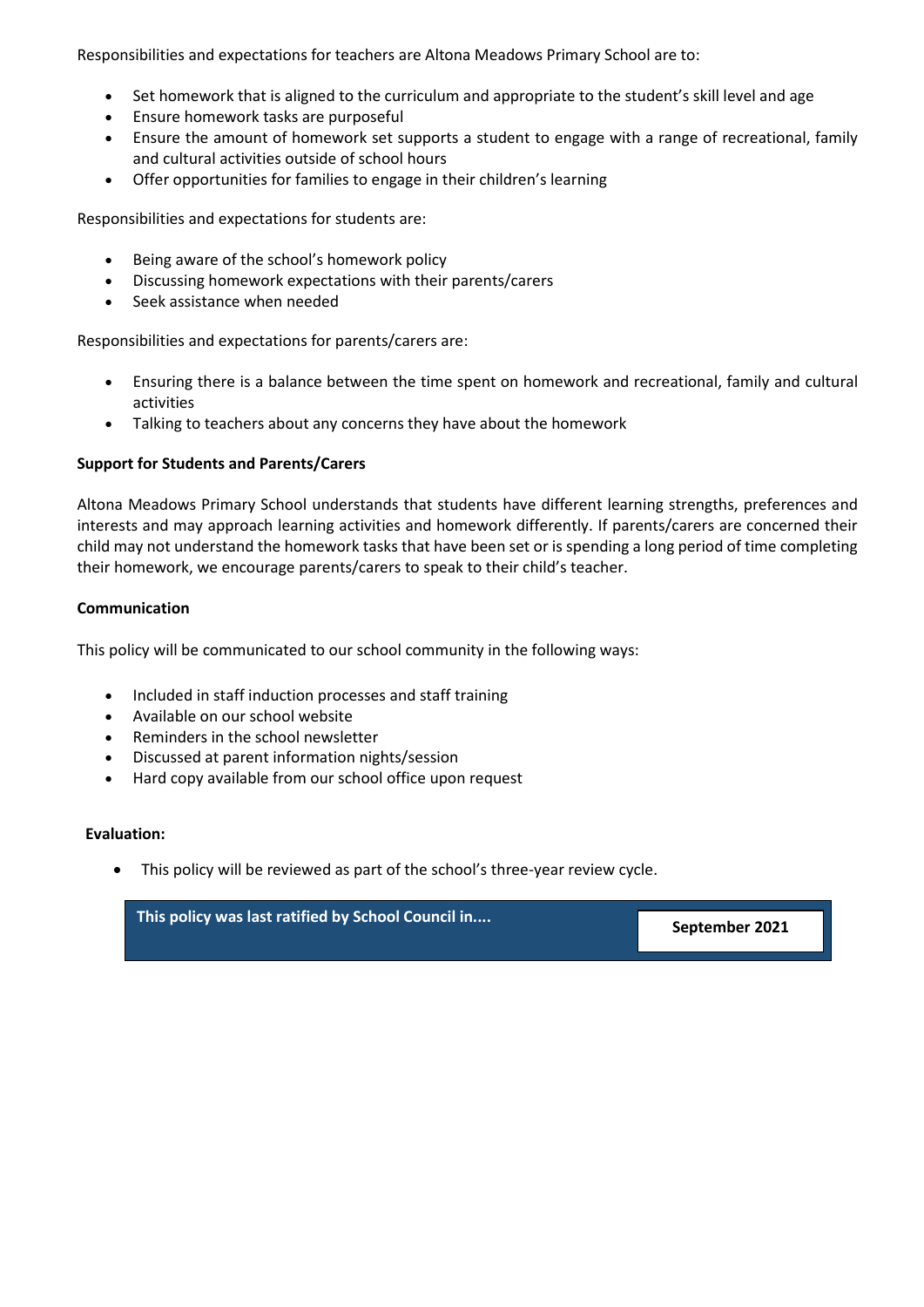Responsibilities and expectations for teachers are Altona Meadows Primary School are to:

- Set homework that is aligned to the curriculum and appropriate to the student's skill level and age
- Ensure homework tasks are purposeful
- Ensure the amount of homework set supports a student to engage with a range of recreational, family and cultural activities outside of school hours
- Offer opportunities for families to engage in their children's learning

Responsibilities and expectations for students are:

- Being aware of the school's homework policy
- Discussing homework expectations with their parents/carers
- Seek assistance when needed

Responsibilities and expectations for parents/carers are:

- Ensuring there is a balance between the time spent on homework and recreational, family and cultural activities
- Talking to teachers about any concerns they have about the homework

**Support for Students and Parents/Carers**

Altona Meadows Primary School understands that students have different learning strengths, preferences and interests and may approach learning activities and homework differently. If parents/carers are concerned their child may not understand the homework tasks that have been set or is spending a long period of time completing their homework, we encourage parents/carers to speak to their child's teacher.

**Communication**

This policy will be communicated to our school community in the following ways:

- Included in staff induction processes and staff training
- Available on our school website
- Reminders in the school newsletter
- Discussed at parent information nights/session
- Hard copy available from our school office upon request

**Evaluation:**

- This policy will be reviewed as part of the school's three-year review cycle.

| | |
|---|---|
| **This policy was last ratified by School Council in....** | **September 2021** |